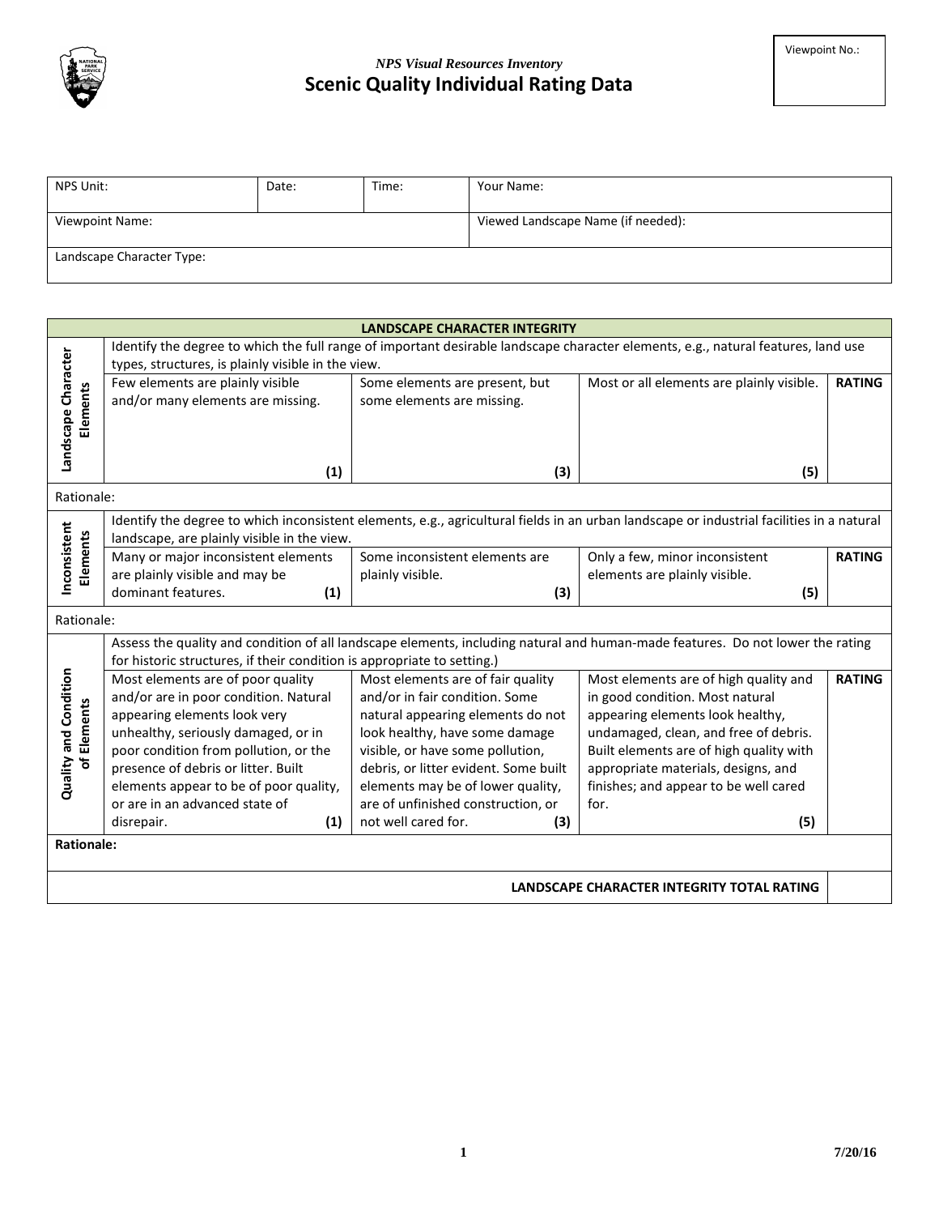*NPS Visual Resources Inventory*

# Scenic Quality Individual Rating Data

| Viewpoint No.: |
|---|

| NPS Unit: | Date: | Time: | Your Name: |
|---|---|---|---|
| Viewpoint Name: | | | Viewed Landscape Name (if needed): |
| Landscape Character Type: | | | |

| **LANDSCAPE CHARACTER INTEGRITY** | | | | |
|---|---|---|---|---|
| **Landscape Character Elements** | Identify the degree to which the full range of important desirable landscape character elements, e.g., natural features, land use types, structures, is plainly visible in the view. | | | |
| | Few elements are plainly visible and/or many elements are missing. **(1)** | Some elements are present, but some elements are missing. **(3)** | Most or all elements are plainly visible. **(5)** | **RATING** |
| Rationale: | | | | |
| **Inconsistent Elements** | Identify the degree to which inconsistent elements, e.g., agricultural fields in an urban landscape or industrial facilities in a natural landscape, are plainly visible in the view. | | | |
| | Many or major inconsistent elements are plainly visible and may be dominant features. **(1)** | Some inconsistent elements are plainly visible. **(3)** | Only a few, minor inconsistent elements are plainly visible. **(5)** | **RATING** |
| Rationale: | | | | |
| **Quality and Condition of Elements** | Assess the quality and condition of all landscape elements, including natural and human-made features. Do not lower the rating for historic structures, if their condition is appropriate to setting.) | | | |
| | Most elements are of poor quality and/or are in poor condition. Natural appearing elements look very unhealthy, seriously damaged, or in poor condition from pollution, or the presence of debris or litter. Built elements appear to be of poor quality, or are in an advanced state of disrepair. **(1)** | Most elements are of fair quality and/or in fair condition. Some natural appearing elements do not look healthy, have some damage visible, or have some pollution, debris, or litter evident. Some built elements may be of lower quality, are of unfinished construction, or not well cared for. **(3)** | Most elements are of high quality and in good condition. Most natural appearing elements look healthy, undamaged, clean, and free of debris. Built elements are of high quality with appropriate materials, designs, and finishes; and appear to be well cared for. **(5)** | **RATING** |
| **Rationale:** | | | | |
| | | | **LANDSCAPE CHARACTER INTEGRITY TOTAL RATING** | |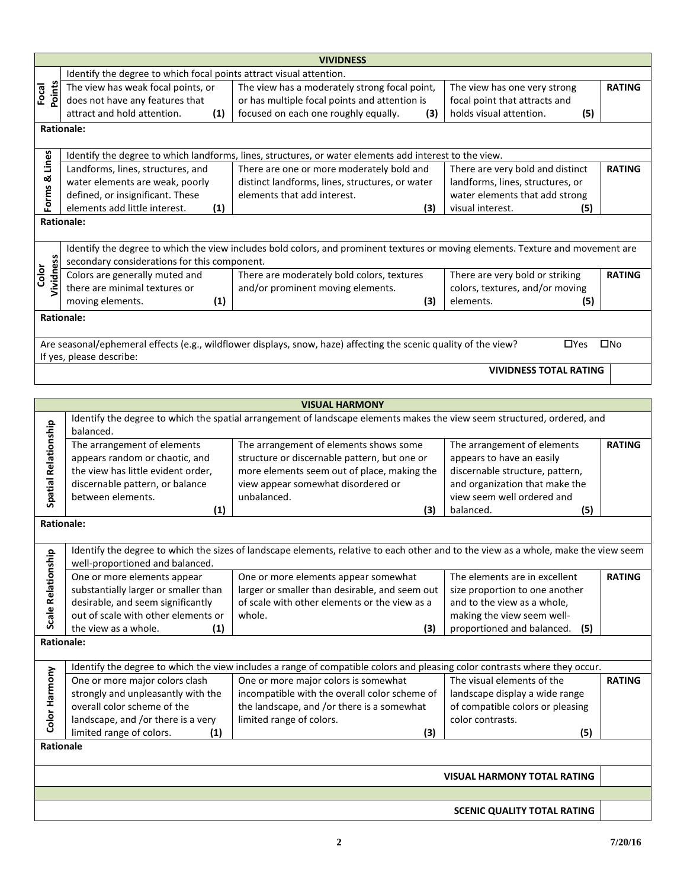## VIVIDNESS

| | | | | |
|---|---|---|---|---|
| **Focal Points** | Identify the degree to which focal points attract visual attention. | | | |
| | The view has weak focal points, or does not have any features that attract and hold attention. **(1)** | The view has a moderately strong focal point, or has multiple focal points and attention is focused on each one roughly equally. **(3)** | The view has one very strong focal point that attracts and holds visual attention. **(5)** | **RATING** |
| **Rationale:** | | | | |
| **Forms & Lines** | Identify the degree to which landforms, lines, structures, or water elements add interest to the view. | | | |
| | Landforms, lines, structures, and water elements are weak, poorly defined, or insignificant. These elements add little interest. **(1)** | There are one or more moderately bold and distinct landforms, lines, structures, or water elements that add interest. **(3)** | There are very bold and distinct landforms, lines, structures, or water elements that add strong visual interest. **(5)** | **RATING** |
| **Rationale:** | | | | |
| **Color Vividness** | Identify the degree to which the view includes bold colors, and prominent textures or moving elements. Texture and movement are secondary considerations for this component. | | | |
| | Colors are generally muted and there are minimal textures or moving elements. **(1)** | There are moderately bold colors, textures and/or prominent moving elements. **(3)** | There are very bold or striking colors, textures, and/or moving elements. **(5)** | **RATING** |
| **Rationale:** | | | | |

Are seasonal/ephemeral effects (e.g., wildflower displays, snow, haze) affecting the scenic quality of the view? ☐Yes ☐No
If yes, please describe:

**VIVIDNESS TOTAL RATING**

## VISUAL HARMONY

| | | | | |
|---|---|---|---|---|
| **Spatial Relationship** | Identify the degree to which the spatial arrangement of landscape elements makes the view seem structured, ordered, and balanced. | | | |
| | The arrangement of elements appears random or chaotic, and the view has little evident order, discernable pattern, or balance between elements. **(1)** | The arrangement of elements shows some structure or discernable pattern, but one or more elements seem out of place, making the view appear somewhat disordered or unbalanced. **(3)** | The arrangement of elements appears to have an easily discernable structure, pattern, and organization that make the view seem well ordered and balanced. **(5)** | **RATING** |
| **Rationale:** | | | | |
| **Scale Relationship** | Identify the degree to which the sizes of landscape elements, relative to each other and to the view as a whole, make the view seem well-proportioned and balanced. | | | |
| | One or more elements appear substantially larger or smaller than desirable, and seem significantly out of scale with other elements or the view as a whole. **(1)** | One or more elements appear somewhat larger or smaller than desirable, and seem out of scale with other elements or the view as a whole. **(3)** | The elements are in excellent size proportion to one another and to the view as a whole, making the view seem well-proportioned and balanced. **(5)** | **RATING** |
| **Rationale:** | | | | |
| **Color Harmony** | Identify the degree to which the view includes a range of compatible colors and pleasing color contrasts where they occur. | | | |
| | One or more major colors clash strongly and unpleasantly with the overall color scheme of the landscape, and /or there is a very limited range of colors. **(1)** | One or more major colors is somewhat incompatible with the overall color scheme of the landscape, and /or there is a somewhat limited range of colors. **(3)** | The visual elements of the landscape display a wide range of compatible colors or pleasing color contrasts. **(5)** | **RATING** |
| **Rationale** | | | | |

**VISUAL HARMONY TOTAL RATING**

**SCENIC QUALITY TOTAL RATING**

7/20/16